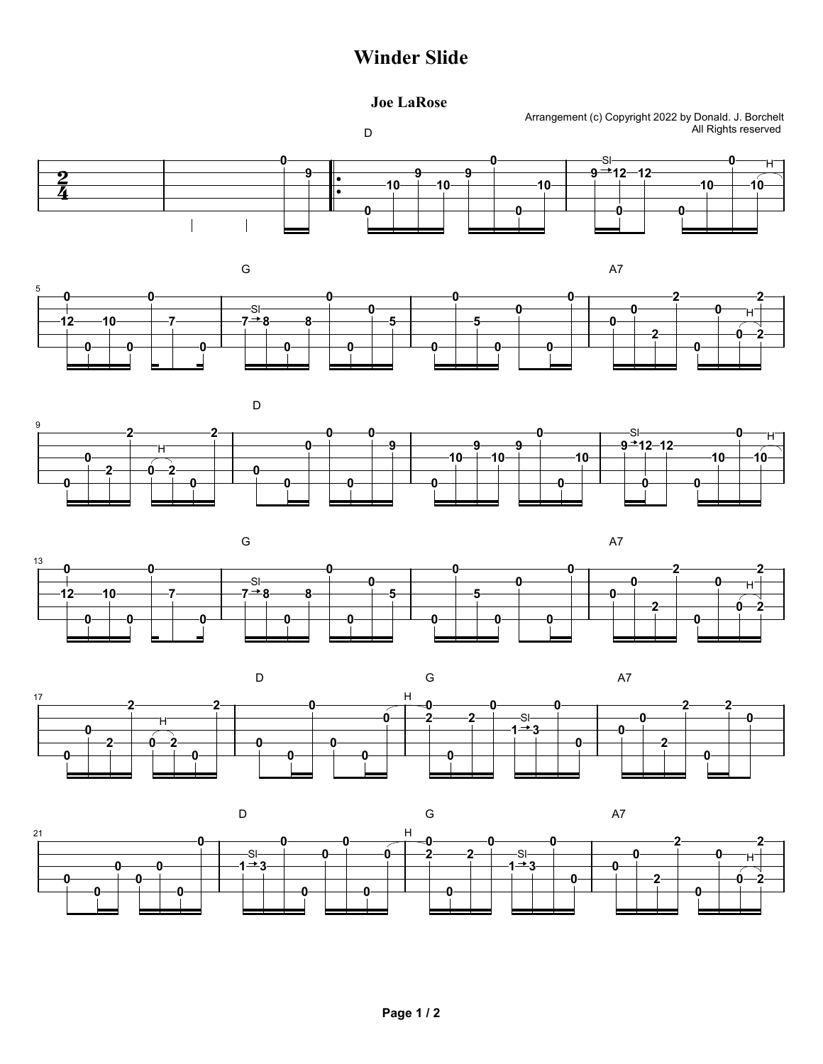# Winder Slide

**Joe LaRose**

Arrangement (c) Copyright 2022 by Donald. J. Borchelt
All Rights reserved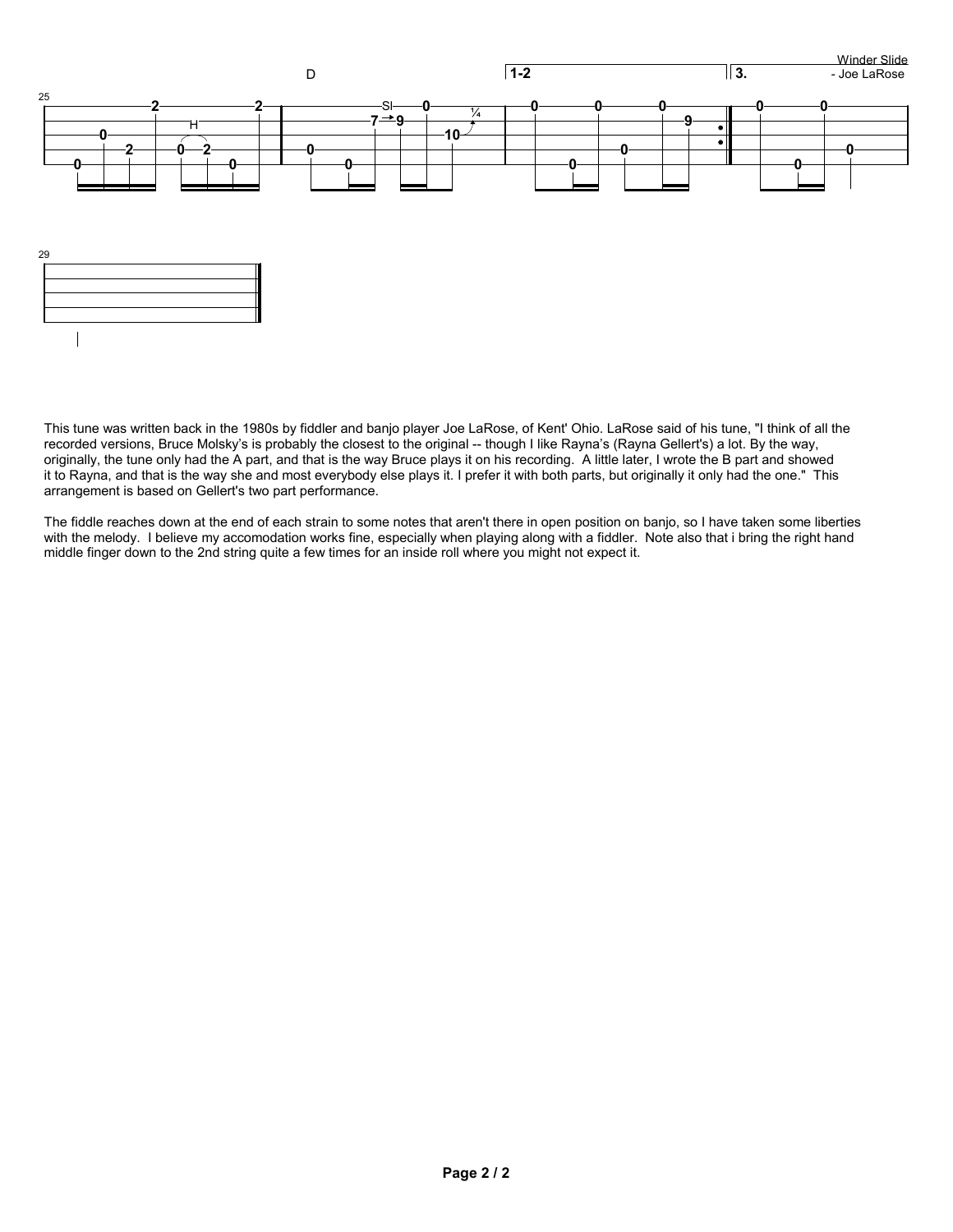Winder Slide
- Joe LaRose

This tune was written back in the 1980s by fiddler and banjo player Joe LaRose, of Kent' Ohio. LaRose said of his tune, "I think of all the recorded versions, Bruce Molsky's is probably the closest to the original -- though I like Rayna's (Rayna Gellert's) a lot. By the way, originally, the tune only had the A part, and that is the way Bruce plays it on his recording. A little later, I wrote the B part and showed it to Rayna, and that is the way she and most everybody else plays it. I prefer it with both parts, but originally it only had the one." This arrangement is based on Gellert's two part performance.

The fiddle reaches down at the end of each strain to some notes that aren't there in open position on banjo, so I have taken some liberties with the melody. I believe my accomodation works fine, especially when playing along with a fiddler. Note also that i bring the right hand middle finger down to the 2nd string quite a few times for an inside roll where you might not expect it.